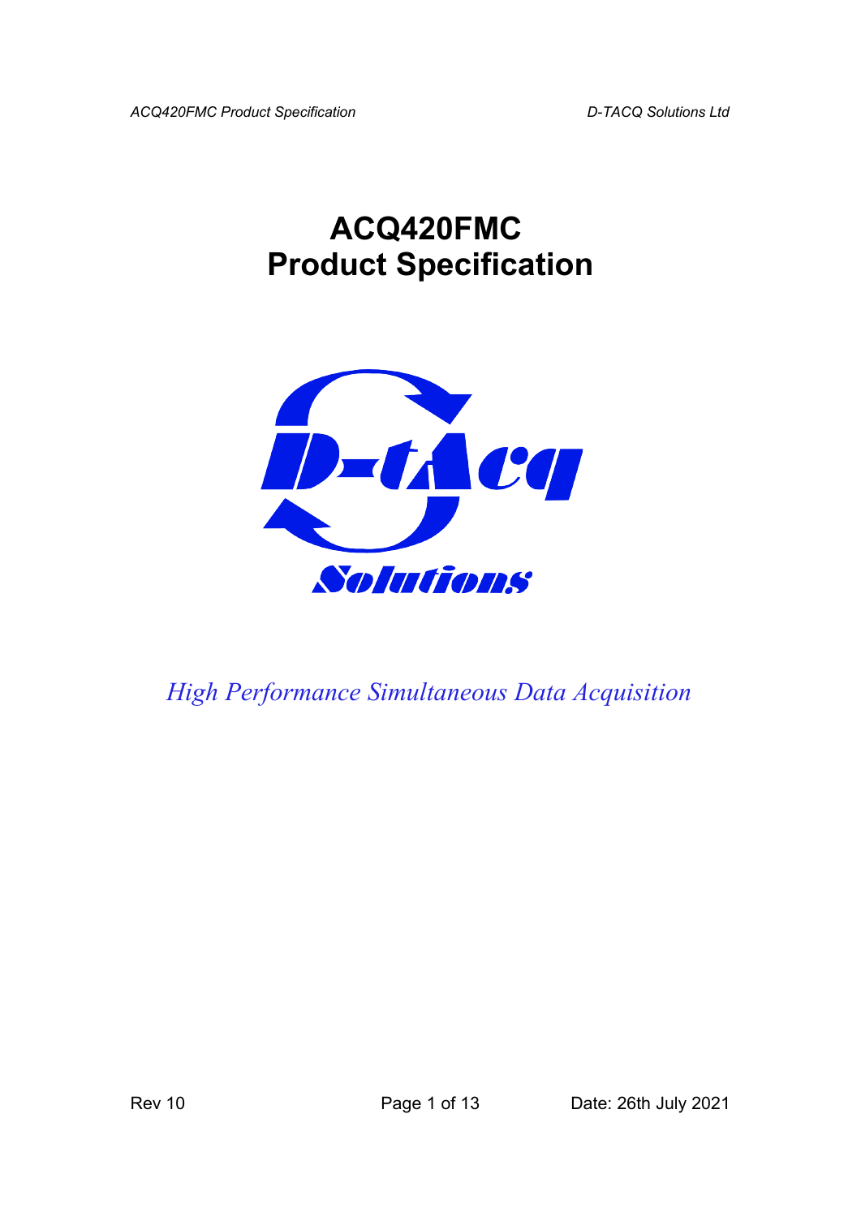# ACQ420FMC
# Product Specification

*High Performance Simultaneous Data Acquisition*

Rev 10

Date: 26th July 2021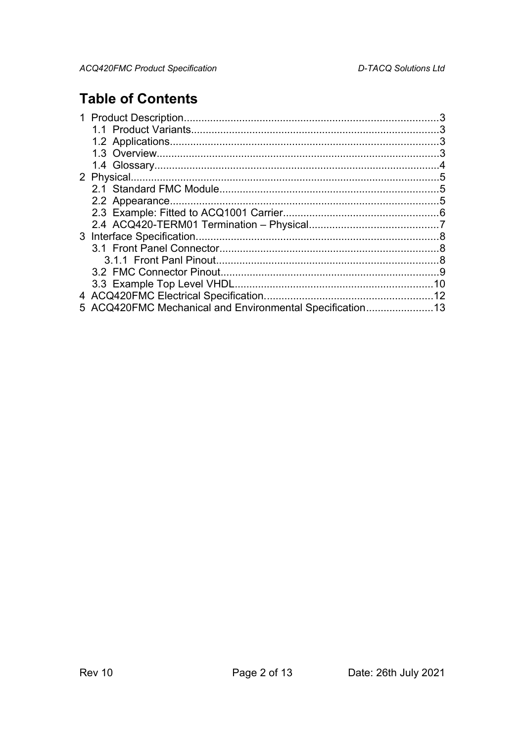# Table of Contents

1 Product Description.......................................................................................3
  1.1 Product Variants......................................................................................3
  1.2 Applications.............................................................................................3
  1.3 Overview..................................................................................................3
  1.4 Glossary...................................................................................................4
2 Physical...........................................................................................................5
  2.1 Standard FMC Module............................................................................5
  2.2 Appearance..............................................................................................5
  2.3 Example: Fitted to ACQ1001 Carrier.......................................................6
  2.4 ACQ420-TERM01 Termination – Physical..............................................7
3 Interface Specification....................................................................................8
  3.1 Front Panel Connector.............................................................................8
    3.1.1 Front Panl Pinout.................................................................................8
  3.2 FMC Connector Pinout.............................................................................9
  3.3 Example Top Level VHDL.......................................................................10
4 ACQ420FMC Electrical Specification...........................................................12
5 ACQ420FMC Mechanical and Environmental Specification.........................13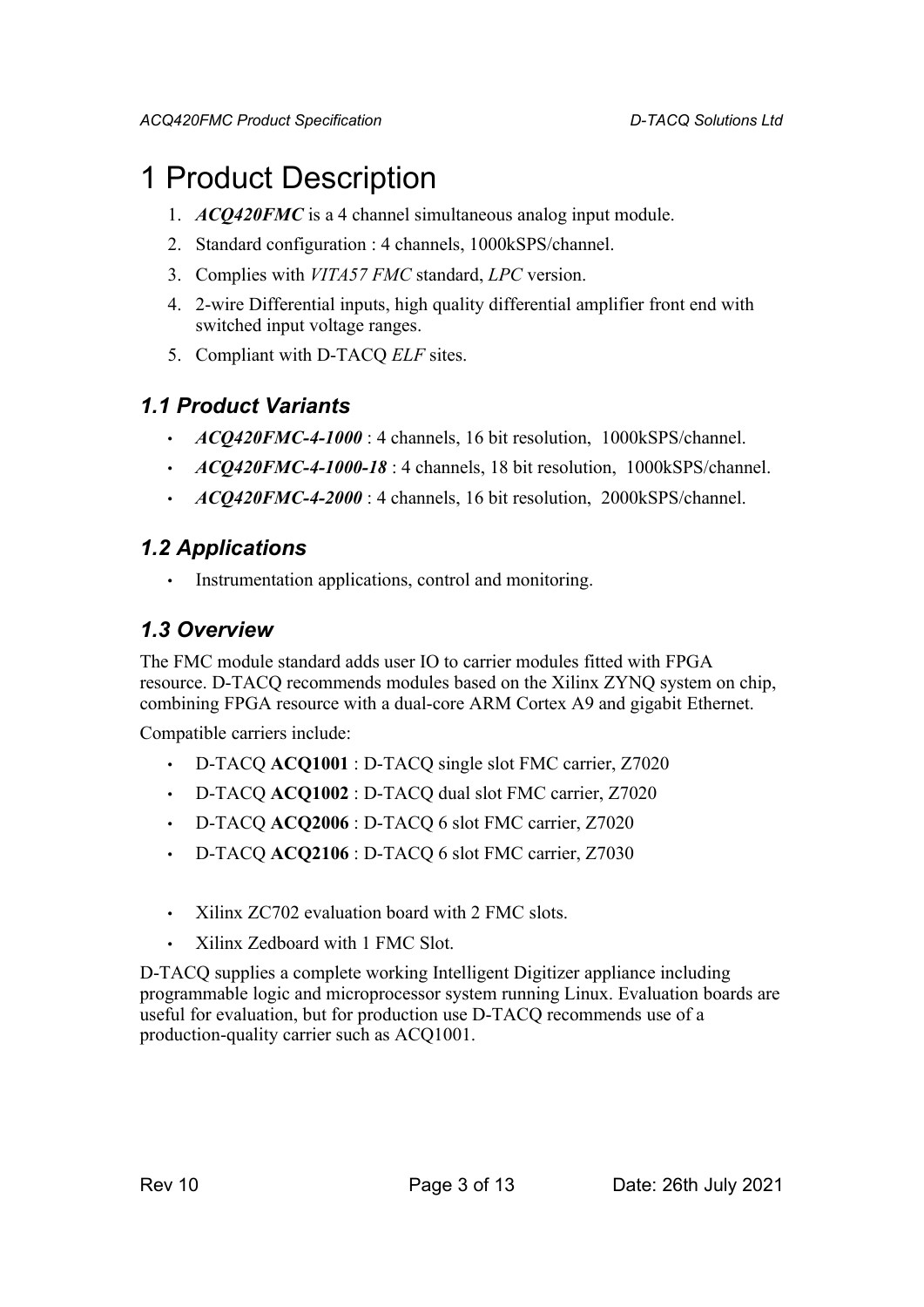# 1 Product Description

1. ***ACQ420FMC*** is a 4 channel simultaneous analog input module.
2. Standard configuration : 4 channels, 1000kSPS/channel.
3. Complies with *VITA57 FMC* standard, *LPC* version.
4. 2-wire Differential inputs, high quality differential amplifier front end with switched input voltage ranges.
5. Compliant with D-TACQ *ELF* sites.

## 1.1 Product Variants

- ***ACQ420FMC-4-1000*** : 4 channels, 16 bit resolution, 1000kSPS/channel.
- ***ACQ420FMC-4-1000-18*** : 4 channels, 18 bit resolution, 1000kSPS/channel.
- ***ACQ420FMC-4-2000*** : 4 channels, 16 bit resolution, 2000kSPS/channel.

## 1.2 Applications

- Instrumentation applications, control and monitoring.

## 1.3 Overview

The FMC module standard adds user IO to carrier modules fitted with FPGA resource. D-TACQ recommends modules based on the Xilinx ZYNQ system on chip, combining FPGA resource with a dual-core ARM Cortex A9 and gigabit Ethernet.

Compatible carriers include:

- D-TACQ **ACQ1001** : D-TACQ single slot FMC carrier, Z7020
- D-TACQ **ACQ1002** : D-TACQ dual slot FMC carrier, Z7020
- D-TACQ **ACQ2006** : D-TACQ 6 slot FMC carrier, Z7020
- D-TACQ **ACQ2106** : D-TACQ 6 slot FMC carrier, Z7030

- Xilinx ZC702 evaluation board with 2 FMC slots.
- Xilinx Zedboard with 1 FMC Slot.

D-TACQ supplies a complete working Intelligent Digitizer appliance including programmable logic and microprocessor system running Linux. Evaluation boards are useful for evaluation, but for production use D-TACQ recommends use of a production-quality carrier such as ACQ1001.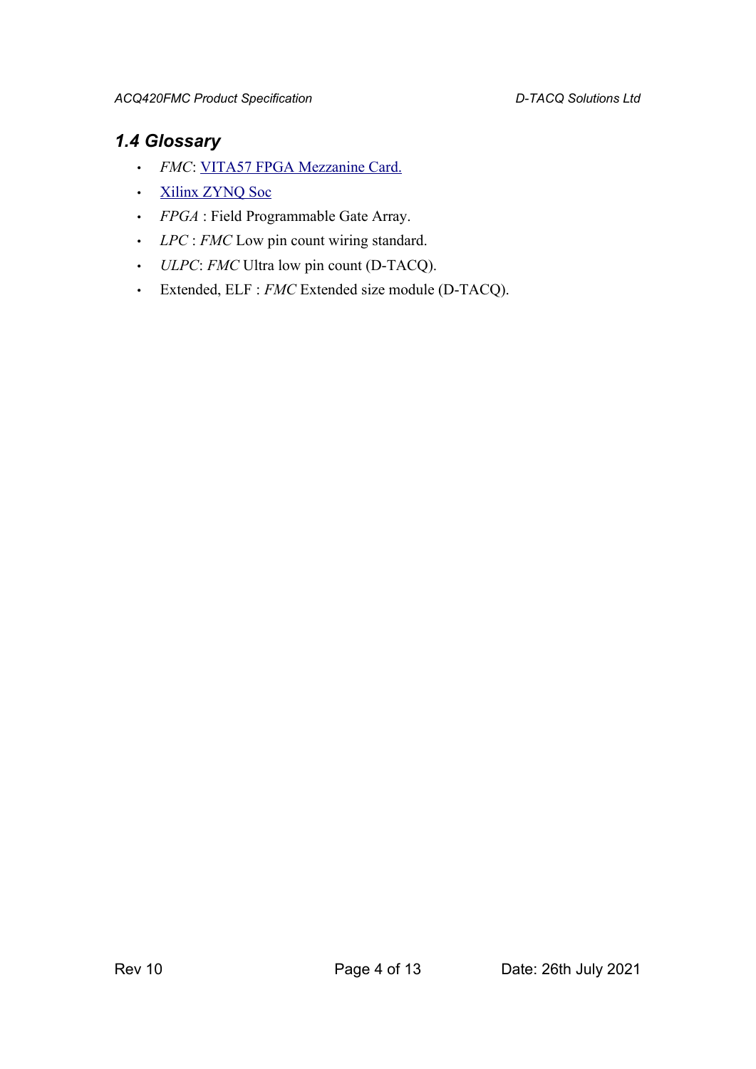### 1.4 Glossary

- *FMC*: VITA57 FPGA Mezzanine Card.
- Xilinx ZYNQ Soc
- *FPGA* : Field Programmable Gate Array.
- *LPC* : *FMC* Low pin count wiring standard.
- *ULPC*: *FMC* Ultra low pin count (D-TACQ).
- Extended, ELF : *FMC* Extended size module (D-TACQ).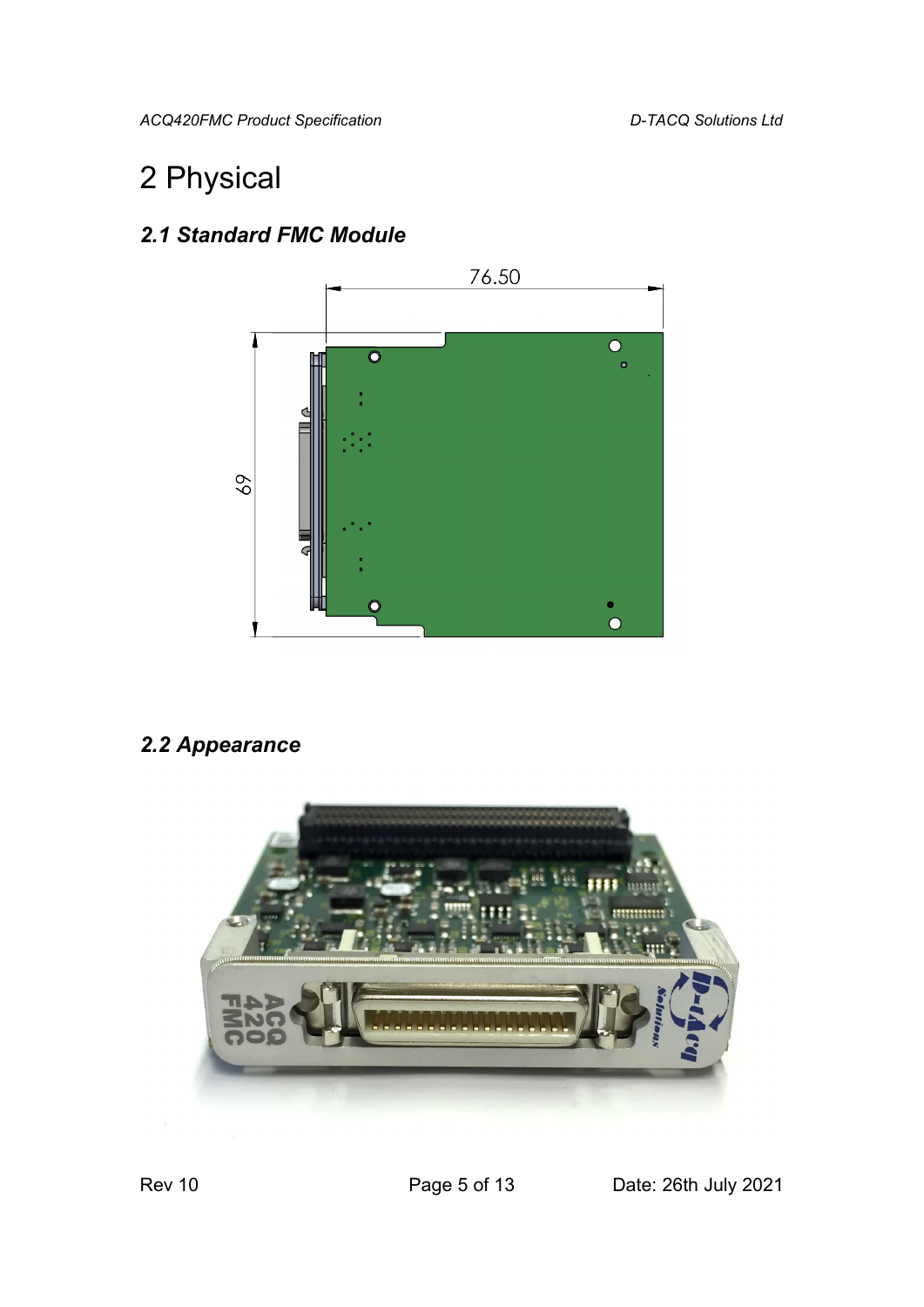# 2 Physical

## *2.1 Standard FMC Module*

## *2.2 Appearance*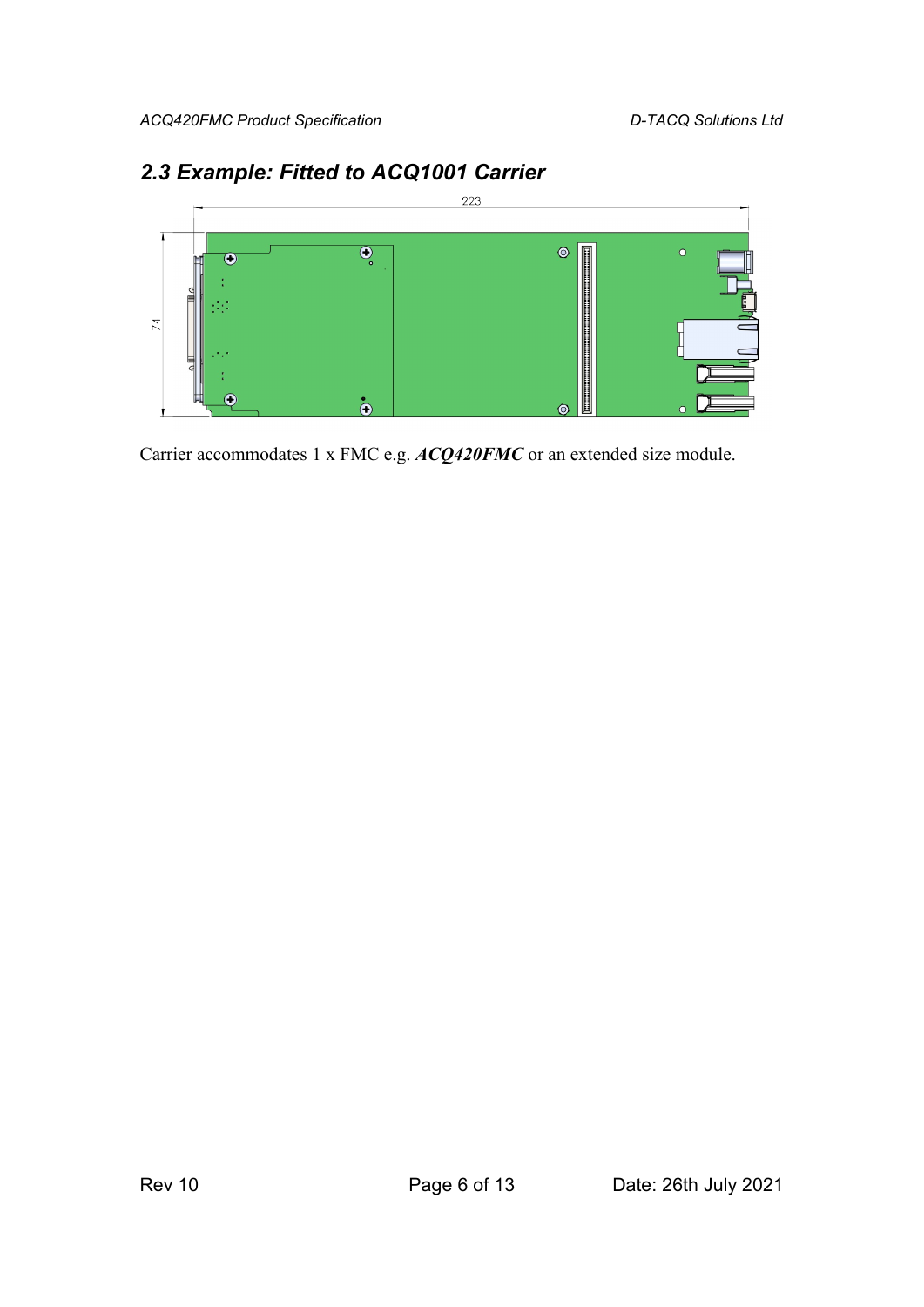## 2.3 Example: Fitted to ACQ1001 Carrier

Carrier accommodates 1 x FMC e.g. ***ACQ420FMC*** or an extended size module.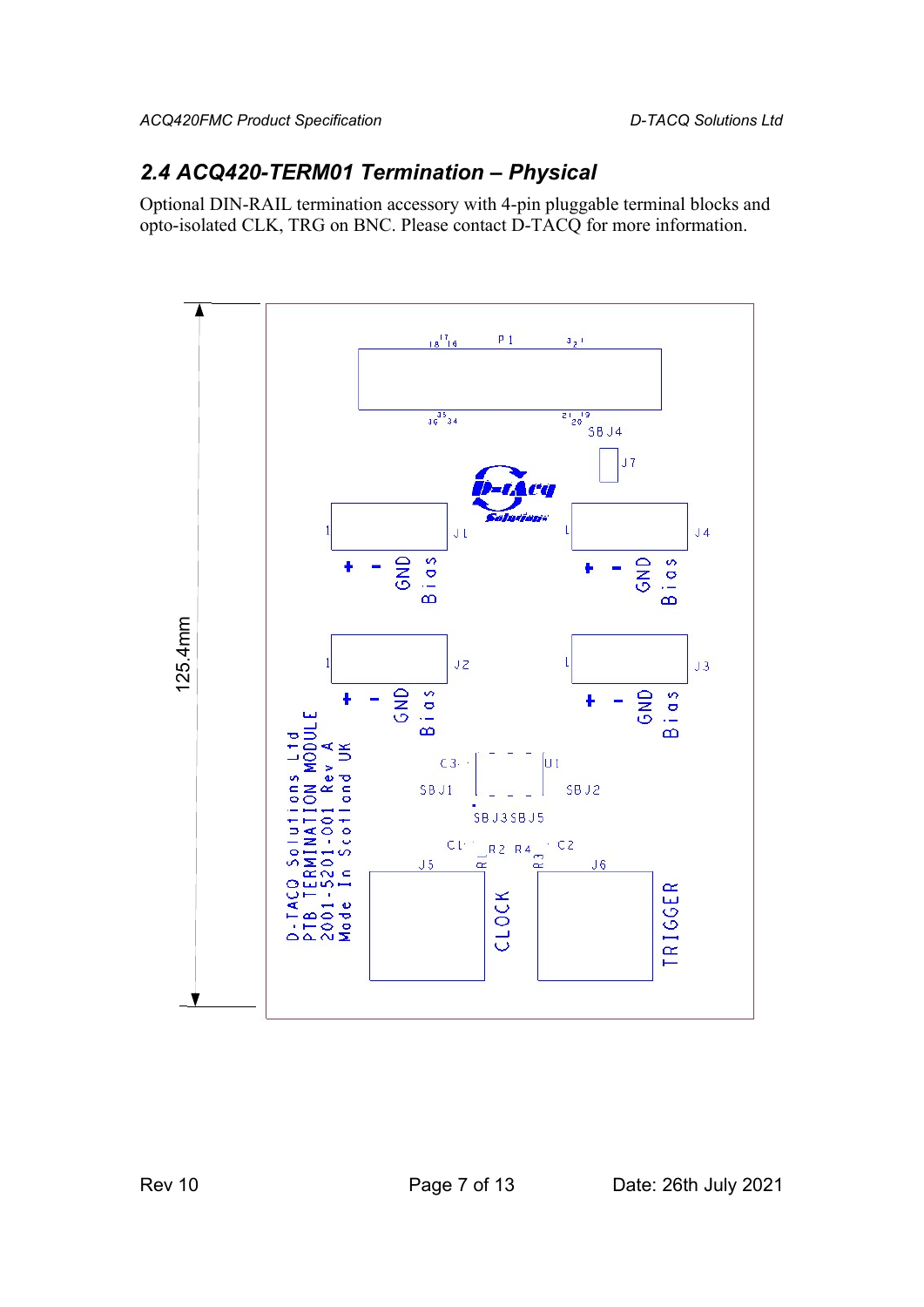## 2.4 ACQ420-TERM01 Termination – Physical

Optional DIN-RAIL termination accessory with 4-pin pluggable terminal blocks and opto-isolated CLK, TRG on BNC. Please contact D-TACQ for more information.

125.4mm

P1

SBJ4

J7

J1 + - GND Bias

J4 + - GND Bias

J2 + - GND Bias

J3 + - GND Bias

D-TACQ Solutions Ltd
PTB TERMINATION MODULE
2001-5201-001 Rev A
Made In Scotland UK

C3 U1 SBJ1 SBJ2 SBJ3 SBJ5

C1 R2 R4 C2 R1 R3

J5 CLOCK

J6 TRIGGER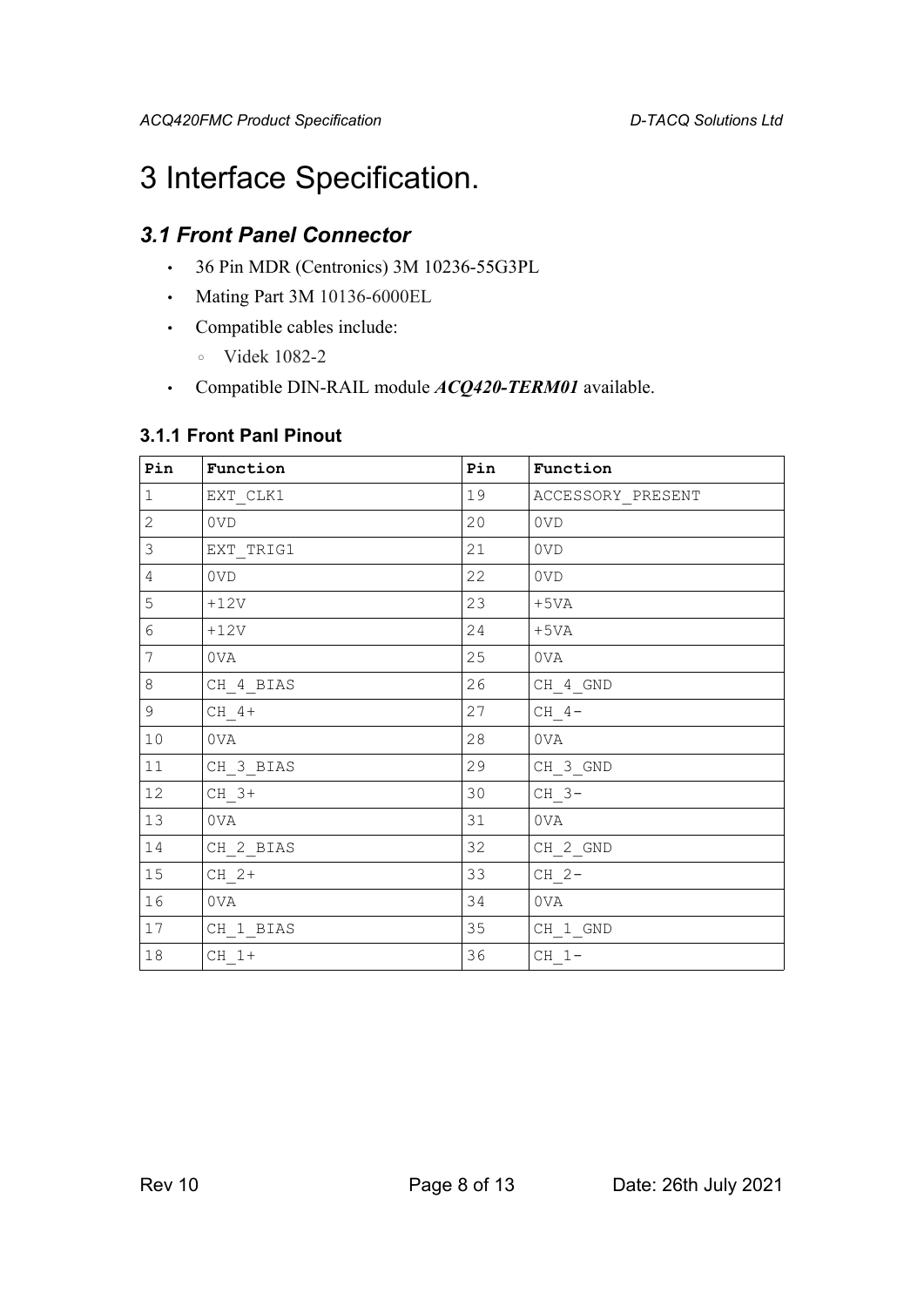# 3 Interface Specification.

## *3.1 Front Panel Connector*

- 36 Pin MDR (Centronics) 3M 10236-55G3PL
- Mating Part 3M 10136-6000EL
- Compatible cables include:
  - Videk 1082-2
- Compatible DIN-RAIL module ***ACQ420-TERM01*** available.

### 3.1.1 Front Panl Pinout

| Pin | Function | Pin | Function |
|---|---|---|---|
| 1 | EXT_CLK1 | 19 | ACCESSORY_PRESENT |
| 2 | 0VD | 20 | 0VD |
| 3 | EXT_TRIG1 | 21 | 0VD |
| 4 | 0VD | 22 | 0VD |
| 5 | +12V | 23 | +5VA |
| 6 | +12V | 24 | +5VA |
| 7 | 0VA | 25 | 0VA |
| 8 | CH_4_BIAS | 26 | CH_4_GND |
| 9 | CH_4+ | 27 | CH_4- |
| 10 | 0VA | 28 | 0VA |
| 11 | CH_3_BIAS | 29 | CH_3_GND |
| 12 | CH_3+ | 30 | CH_3- |
| 13 | 0VA | 31 | 0VA |
| 14 | CH_2_BIAS | 32 | CH_2_GND |
| 15 | CH_2+ | 33 | CH_2- |
| 16 | 0VA | 34 | 0VA |
| 17 | CH_1_BIAS | 35 | CH_1_GND |
| 18 | CH_1+ | 36 | CH_1- |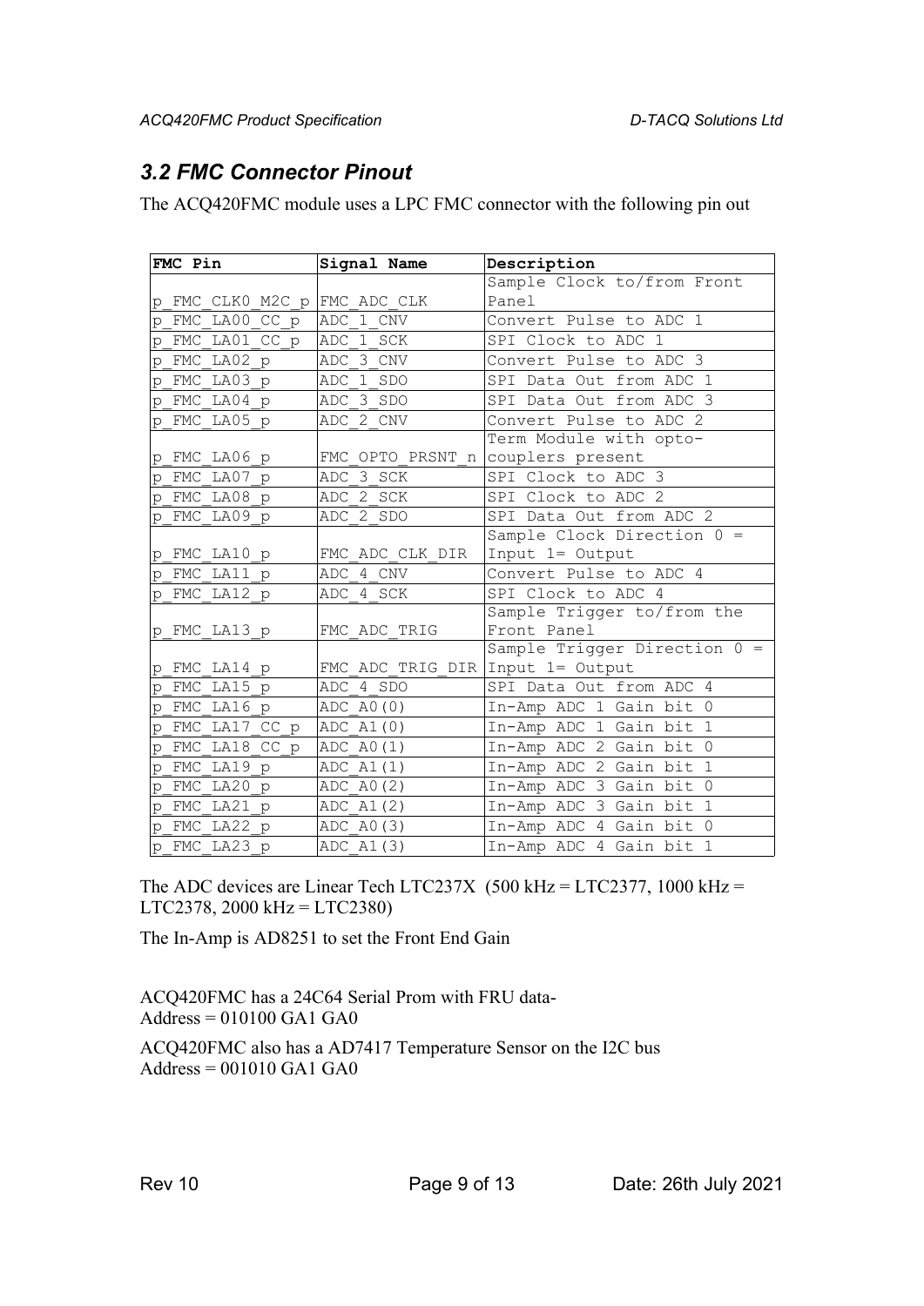## *3.2 FMC Connector Pinout*

The ACQ420FMC module uses a LPC FMC connector with the following pin out

| FMC Pin | Signal Name | Description |
|---|---|---|
| p_FMC_CLK0_M2C_p | FMC_ADC_CLK | Sample Clock to/from Front Panel |
| p_FMC_LA00_CC_p | ADC_1_CNV | Convert Pulse to ADC 1 |
| p_FMC_LA01_CC_p | ADC_1_SCK | SPI Clock to ADC 1 |
| p_FMC_LA02_p | ADC_3_CNV | Convert Pulse to ADC 3 |
| p_FMC_LA03_p | ADC_1_SDO | SPI Data Out from ADC 1 |
| p_FMC_LA04_p | ADC_3_SDO | SPI Data Out from ADC 3 |
| p_FMC_LA05_p | ADC_2_CNV | Convert Pulse to ADC 2 |
| p_FMC_LA06_p | FMC_OPTO_PRSNT_n | Term Module with opto-couplers present |
| p_FMC_LA07_p | ADC_3_SCK | SPI Clock to ADC 3 |
| p_FMC_LA08_p | ADC_2_SCK | SPI Clock to ADC 2 |
| p_FMC_LA09_p | ADC_2_SDO | SPI Data Out from ADC 2 |
| p_FMC_LA10_p | FMC_ADC_CLK_DIR | Sample Clock Direction 0 = Input 1= Output |
| p_FMC_LA11_p | ADC_4_CNV | Convert Pulse to ADC 4 |
| p_FMC_LA12_p | ADC_4_SCK | SPI Clock to ADC 4 |
| p_FMC_LA13_p | FMC_ADC_TRIG | Sample Trigger to/from the Front Panel |
| p_FMC_LA14_p | FMC_ADC_TRIG_DIR | Sample Trigger Direction 0 = Input 1= Output |
| p_FMC_LA15_p | ADC_4_SDO | SPI Data Out from ADC 4 |
| p_FMC_LA16_p | ADC_A0(0) | In-Amp ADC 1 Gain bit 0 |
| p_FMC_LA17_CC_p | ADC_A1(0) | In-Amp ADC 1 Gain bit 1 |
| p_FMC_LA18_CC_p | ADC_A0(1) | In-Amp ADC 2 Gain bit 0 |
| p_FMC_LA19_p | ADC_A1(1) | In-Amp ADC 2 Gain bit 1 |
| p_FMC_LA20_p | ADC_A0(2) | In-Amp ADC 3 Gain bit 0 |
| p_FMC_LA21_p | ADC_A1(2) | In-Amp ADC 3 Gain bit 1 |
| p_FMC_LA22_p | ADC_A0(3) | In-Amp ADC 4 Gain bit 0 |
| p_FMC_LA23_p | ADC_A1(3) | In-Amp ADC 4 Gain bit 1 |

The ADC devices are Linear Tech LTC237X (500 kHz = LTC2377, 1000 kHz = LTC2378, 2000 kHz = LTC2380)

The In-Amp is AD8251 to set the Front End Gain

ACQ420FMC has a 24C64 Serial Prom with FRU data-
Address = 010100 GA1 GA0

ACQ420FMC also has a AD7417 Temperature Sensor on the I2C bus
Address = 001010 GA1 GA0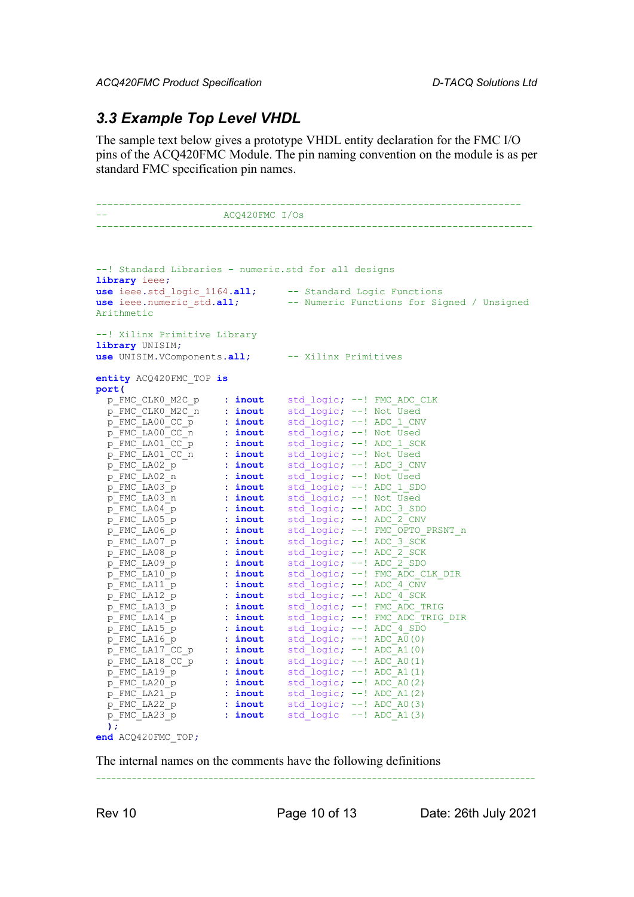### 3.3 Example Top Level VHDL

The sample text below gives a prototype VHDL entity declaration for the FMC I/O pins of the ACQ420FMC Module. The pin naming convention on the module is as per standard FMC specification pin names.

```
------------------------------------------------------------------------
--                    ACQ420FMC I/Os
--------------------------------------------------------------------------



--! Standard Libraries - numeric.std for all designs
library ieee;
use ieee.std_logic_1164.all;      -- Standard Logic Functions
use ieee.numeric_std.all;         -- Numeric Functions for Signed / Unsigned
Arithmetic

--! Xilinx Primitive Library
library UNISIM;
use UNISIM.VComponents.all;       -- Xilinx Primitives

entity ACQ420FMC_TOP is
port(
  p_FMC_CLK0_M2C_p     : inout    std_logic; --! FMC_ADC_CLK
  p_FMC_CLK0_M2C_n     : inout    std_logic; --! Not Used
  p_FMC_LA00_CC_p      : inout    std_logic; --! ADC_1_CNV
  p_FMC_LA00_CC_n      : inout    std_logic; --! Not Used
  p_FMC_LA01_CC_p      : inout    std_logic; --! ADC_1_SCK
  p_FMC_LA01_CC_n      : inout    std_logic; --! Not Used
  p_FMC_LA02_p         : inout    std_logic; --! ADC_3_CNV
  p_FMC_LA02_n         : inout    std_logic; --! Not Used
  p_FMC_LA03_p         : inout    std_logic; --! ADC_1_SDO
  p_FMC_LA03_n         : inout    std_logic; --! Not Used
  p_FMC_LA04_p         : inout    std_logic; --! ADC_3_SDO
  p_FMC_LA05_p         : inout    std_logic; --! ADC_2_CNV
  p_FMC_LA06_p         : inout    std_logic; --! FMC_OPTO_PRSNT_n
  p_FMC_LA07_p         : inout    std_logic; --! ADC_3_SCK
  p_FMC_LA08_p         : inout    std_logic; --! ADC_2_SCK
  p_FMC_LA09_p         : inout    std_logic; --! ADC_2_SDO
  p_FMC_LA10_p         : inout    std_logic; --! FMC_ADC_CLK_DIR
  p_FMC_LA11_p         : inout    std_logic; --! ADC_4_CNV
  p_FMC_LA12_p         : inout    std_logic; --! ADC_4_SCK
  p_FMC_LA13_p         : inout    std_logic; --! FMC_ADC_TRIG
  p_FMC_LA14_p         : inout    std_logic; --! FMC_ADC_TRIG_DIR
  p_FMC_LA15_p         : inout    std_logic; --! ADC_4_SDO
  p_FMC_LA16_p         : inout    std_logic; --! ADC_A0(0)
  p_FMC_LA17_CC_p      : inout    std_logic; --! ADC_A1(0)
  p_FMC_LA18_CC_p      : inout    std_logic; --! ADC_A0(1)
  p_FMC_LA19_p         : inout    std_logic; --! ADC_A1(1)
  p_FMC_LA20_p         : inout    std_logic; --! ADC_A0(2)
  p_FMC_LA21_p         : inout    std_logic; --! ADC_A1(2)
  p_FMC_LA22_p         : inout    std_logic; --! ADC_A0(3)
  p_FMC_LA23_p         : inout    std_logic  --! ADC_A1(3)
  );
end ACQ420FMC_TOP;
```

The internal names on the comments have the following definitions

```
--------------------------------------------------------------------------------
```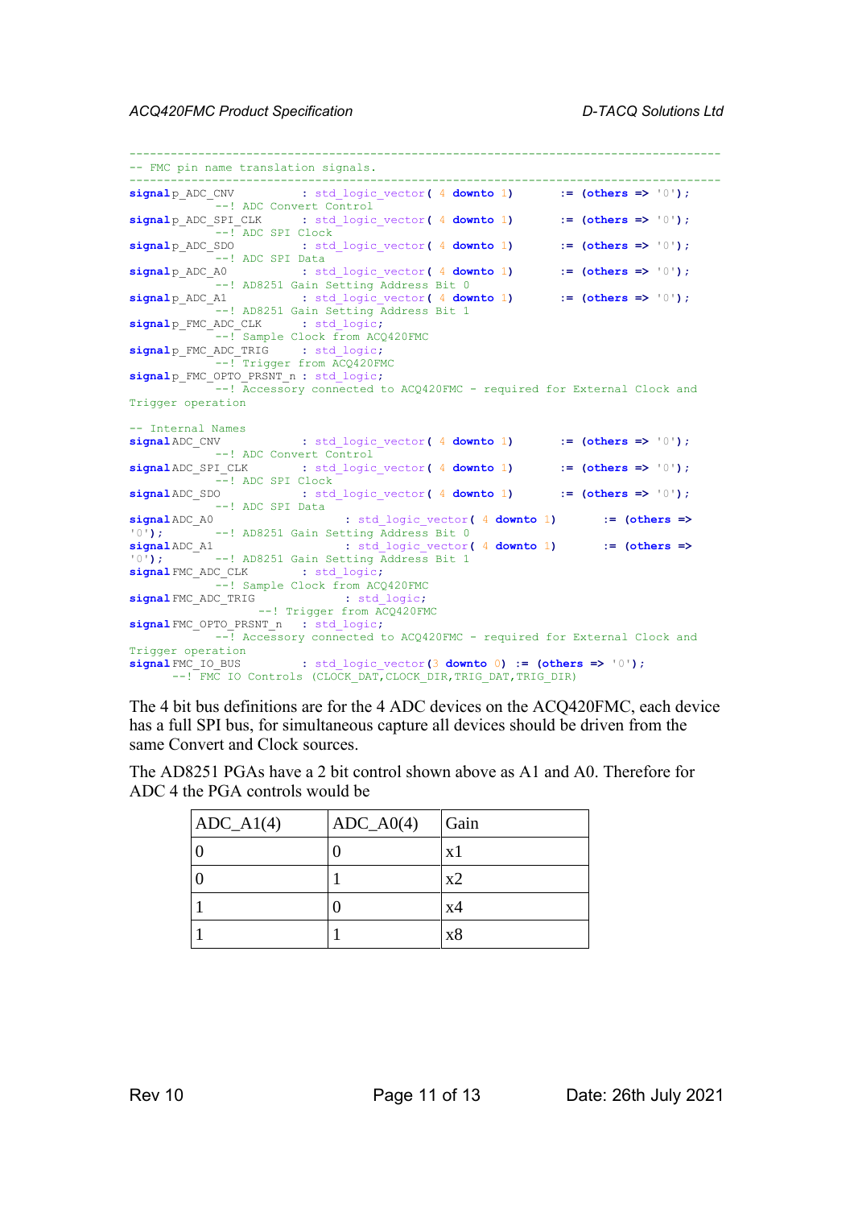```
-----------------------------------------------------------------------------------
-- FMC pin name translation signals.
-----------------------------------------------------------------------------------
signal p_ADC_CNV          : std_logic_vector( 4 downto 1)      := (others => '0');
        --! ADC Convert Control
signal p_ADC_SPI_CLK      : std_logic_vector( 4 downto 1)      := (others => '0');
        --! ADC SPI Clock
signal p_ADC_SDO          : std_logic_vector( 4 downto 1)      := (others => '0');
        --! ADC SPI Data
signal p_ADC_A0           : std_logic_vector( 4 downto 1)      := (others => '0');
        --! AD8251 Gain Setting Address Bit 0
signal p_ADC_A1           : std_logic_vector( 4 downto 1)      := (others => '0');
        --! AD8251 Gain Setting Address Bit 1
signal p_FMC_ADC_CLK      : std_logic;
        --! Sample Clock from ACQ420FMC
signal p_FMC_ADC_TRIG     : std_logic;
        --! Trigger from ACQ420FMC
signal p_FMC_OPTO_PRSNT_n : std_logic;
        --! Accessory connected to ACQ420FMC - required for External Clock and
Trigger operation

-- Internal Names
signal ADC_CNV            : std_logic_vector( 4 downto 1)      := (others => '0');
        --! ADC Convert Control
signal ADC_SPI_CLK        : std_logic_vector( 4 downto 1)      := (others => '0');
        --! ADC SPI Clock
signal ADC_SDO            : std_logic_vector( 4 downto 1)      := (others => '0');
        --! ADC SPI Data
signal ADC_A0                   : std_logic_vector( 4 downto 1)      := (others =>
'0');   --! AD8251 Gain Setting Address Bit 0
signal ADC_A1                   : std_logic_vector( 4 downto 1)      := (others =>
'0');   --! AD8251 Gain Setting Address Bit 1
signal FMC_ADC_CLK        : std_logic;
        --! Sample Clock from ACQ420FMC
signal FMC_ADC_TRIG             : std_logic;
              --! Trigger from ACQ420FMC
signal FMC_OPTO_PRSNT_n   : std_logic;
        --! Accessory connected to ACQ420FMC - required for External Clock and
Trigger operation
signal FMC_IO_BUS         : std_logic_vector(3 downto 0)  := (others => '0');
      --! FMC IO Controls (CLOCK_DAT,CLOCK_DIR,TRIG_DAT,TRIG_DIR)
```

The 4 bit bus definitions are for the 4 ADC devices on the ACQ420FMC, each device has a full SPI bus, for simultaneous capture all devices should be driven from the same Convert and Clock sources.

The AD8251 PGAs have a 2 bit control shown above as A1 and A0. Therefore for ADC 4 the PGA controls would be

| ADC_A1(4) | ADC_A0(4) | Gain |
|---|---|---|
| 0 | 0 | x1 |
| 0 | 1 | x2 |
| 1 | 0 | x4 |
| 1 | 1 | x8 |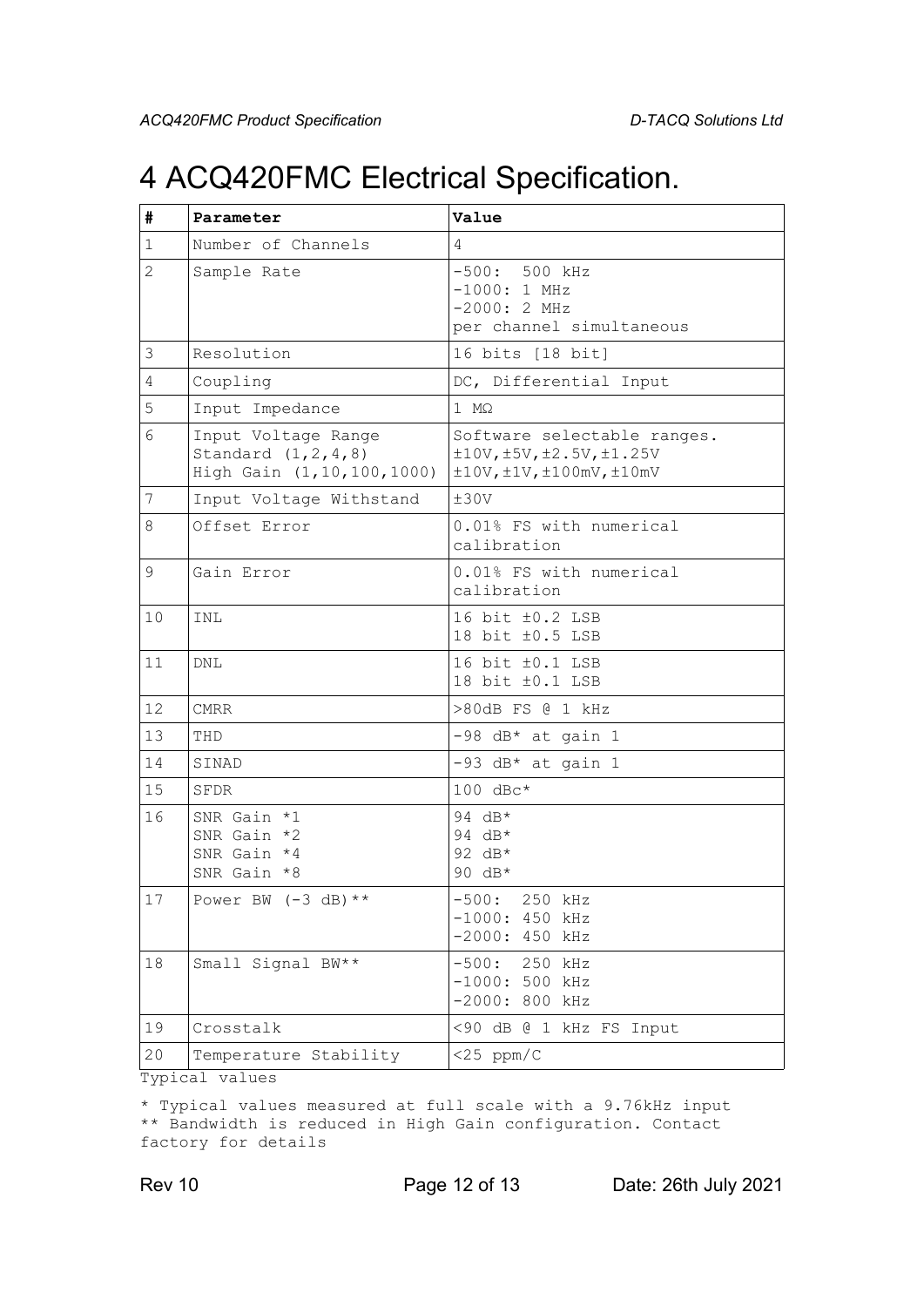# 4 ACQ420FMC Electrical Specification.

| # | Parameter | Value |
|---|---|---|
| 1 | Number of Channels | 4 |
| 2 | Sample Rate | -500: 500 kHz<br>-1000: 1 MHz<br>-2000: 2 MHz<br>per channel simultaneous |
| 3 | Resolution | 16 bits [18 bit] |
| 4 | Coupling | DC, Differential Input |
| 5 | Input Impedance | 1 MΩ |
| 6 | Input Voltage Range<br>Standard (1,2,4,8)<br>High Gain (1,10,100,1000) | Software selectable ranges.<br>±10V,±5V,±2.5V,±1.25V<br>±10V,±1V,±100mV,±10mV |
| 7 | Input Voltage Withstand | ±30V |
| 8 | Offset Error | 0.01% FS with numerical calibration |
| 9 | Gain Error | 0.01% FS with numerical calibration |
| 10 | INL | 16 bit ±0.2 LSB<br>18 bit ±0.5 LSB |
| 11 | DNL | 16 bit ±0.1 LSB<br>18 bit ±0.1 LSB |
| 12 | CMRR | >80dB FS @ 1 kHz |
| 13 | THD | -98 dB* at gain 1 |
| 14 | SINAD | -93 dB* at gain 1 |
| 15 | SFDR | 100 dBc* |
| 16 | SNR Gain *1<br>SNR Gain *2<br>SNR Gain *4<br>SNR Gain *8 | 94 dB*<br>94 dB*<br>92 dB*<br>90 dB* |
| 17 | Power BW (-3 dB)** | -500: 250 kHz<br>-1000: 450 kHz<br>-2000: 450 kHz |
| 18 | Small Signal BW** | -500: 250 kHz<br>-1000: 500 kHz<br>-2000: 800 kHz |
| 19 | Crosstalk | <90 dB @ 1 kHz FS Input |
| 20 | Temperature Stability | <25 ppm/C |

Typical values

\* Typical values measured at full scale with a 9.76kHz input
\*\* Bandwidth is reduced in High Gain configuration. Contact factory for details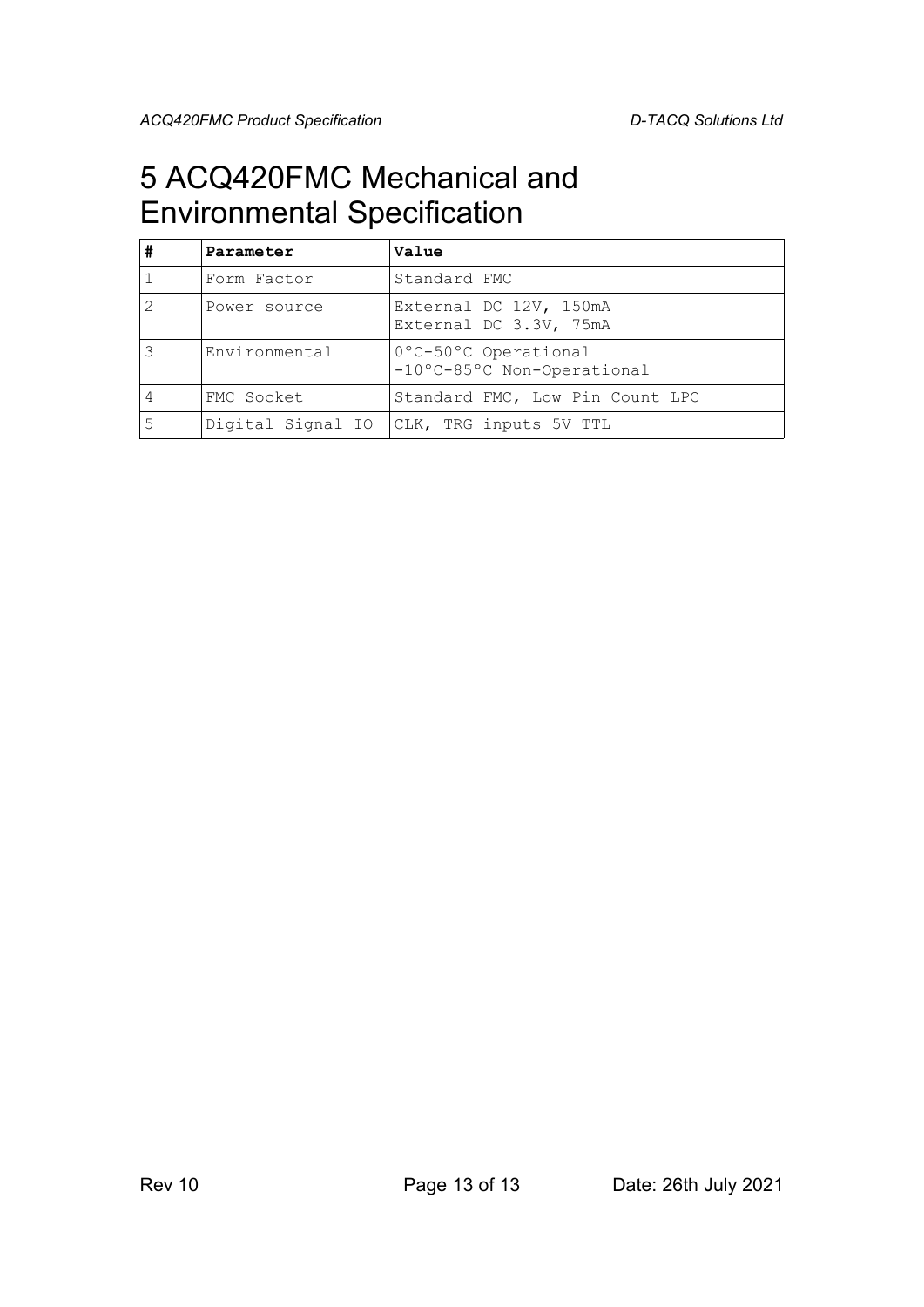# 5 ACQ420FMC Mechanical and Environmental Specification

| # | Parameter | Value |
|---|---|---|
| 1 | Form Factor | Standard FMC |
| 2 | Power source | External DC 12V, 150mA<br>External DC 3.3V, 75mA |
| 3 | Environmental | 0°C-50°C Operational<br>-10°C-85°C Non-Operational |
| 4 | FMC Socket | Standard FMC, Low Pin Count LPC |
| 5 | Digital Signal IO | CLK, TRG inputs 5V TTL |